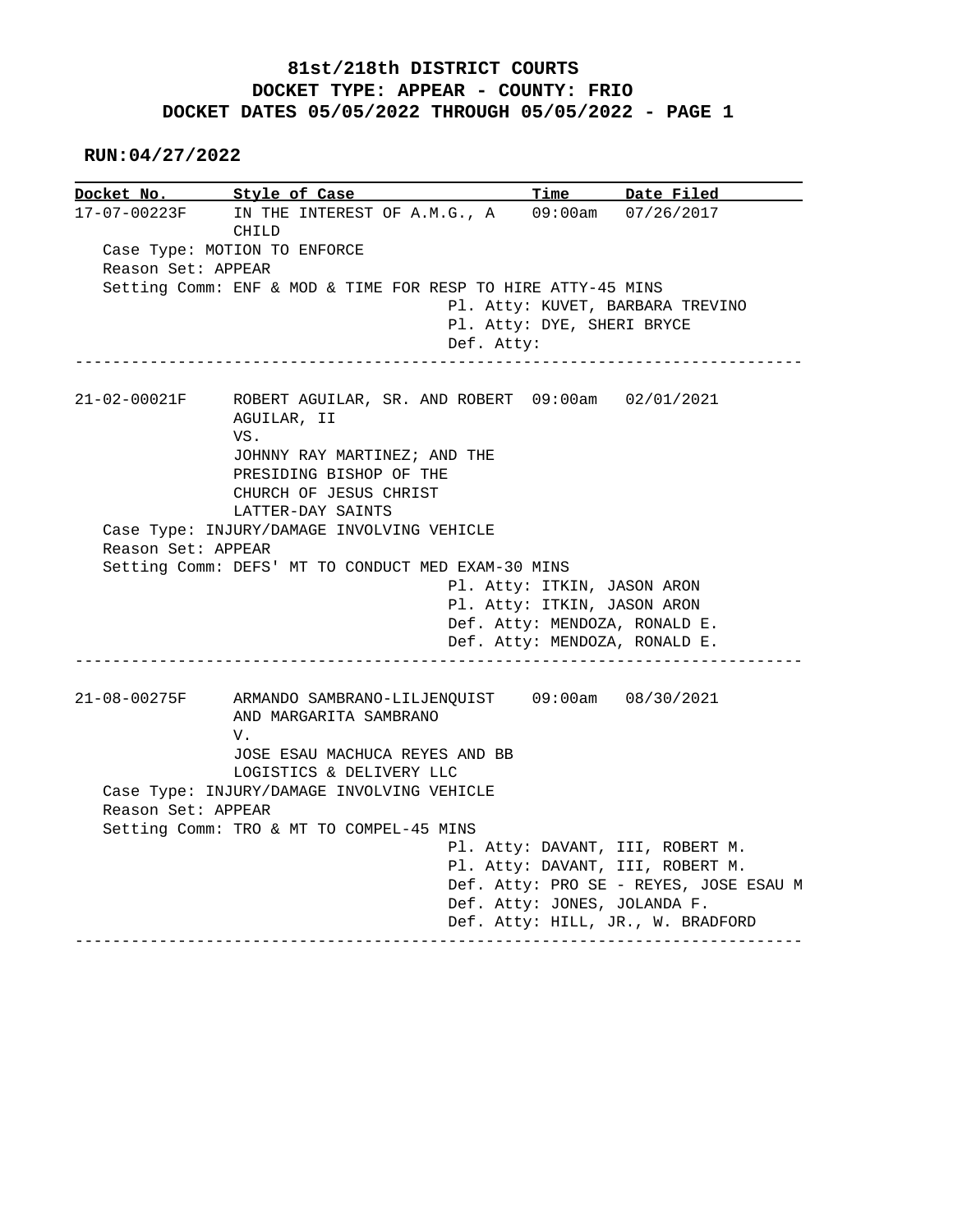# 81st/218th DISTRICT COURTS
## DOCKET TYPE: APPEAR - COUNTY: FRIO
## DOCKET DATES 05/05/2022 THROUGH 05/05/2022 - PAGE 1

**RUN:04/27/2022**

| Docket No. | Style of Case | Time | Date Filed |
|---|---|---|---|
| 17-07-00223F | IN THE INTEREST OF A.M.G., A CHILD | 09:00am | 07/26/2017 |

Case Type: MOTION TO ENFORCE
Reason Set: APPEAR
Setting Comm: ENF & MOD & TIME FOR RESP TO HIRE ATTY-45 MINS
Pl. Atty: KUVET, BARBARA TREVINO
Pl. Atty: DYE, SHERI BRYCE
Def. Atty:

---

| Docket No. | Style of Case | Time | Date Filed |
|---|---|---|---|
| 21-02-00021F | ROBERT AGUILAR, SR. AND ROBERT AGUILAR, II VS. JOHNNY RAY MARTINEZ; AND THE PRESIDING BISHOP OF THE CHURCH OF JESUS CHRIST LATTER-DAY SAINTS | 09:00am | 02/01/2021 |

Case Type: INJURY/DAMAGE INVOLVING VEHICLE
Reason Set: APPEAR
Setting Comm: DEFS' MT TO CONDUCT MED EXAM-30 MINS
Pl. Atty: ITKIN, JASON ARON
Pl. Atty: ITKIN, JASON ARON
Def. Atty: MENDOZA, RONALD E.
Def. Atty: MENDOZA, RONALD E.

---

| Docket No. | Style of Case | Time | Date Filed |
|---|---|---|---|
| 21-08-00275F | ARMANDO SAMBRANO-LILJENQUIST AND MARGARITA SAMBRANO V. JOSE ESAU MACHUCA REYES AND BB LOGISTICS & DELIVERY LLC | 09:00am | 08/30/2021 |

Case Type: INJURY/DAMAGE INVOLVING VEHICLE
Reason Set: APPEAR
Setting Comm: TRO & MT TO COMPEL-45 MINS
Pl. Atty: DAVANT, III, ROBERT M.
Pl. Atty: DAVANT, III, ROBERT M.
Def. Atty: PRO SE - REYES, JOSE ESAU M
Def. Atty: JONES, JOLANDA F.
Def. Atty: HILL, JR., W. BRADFORD

---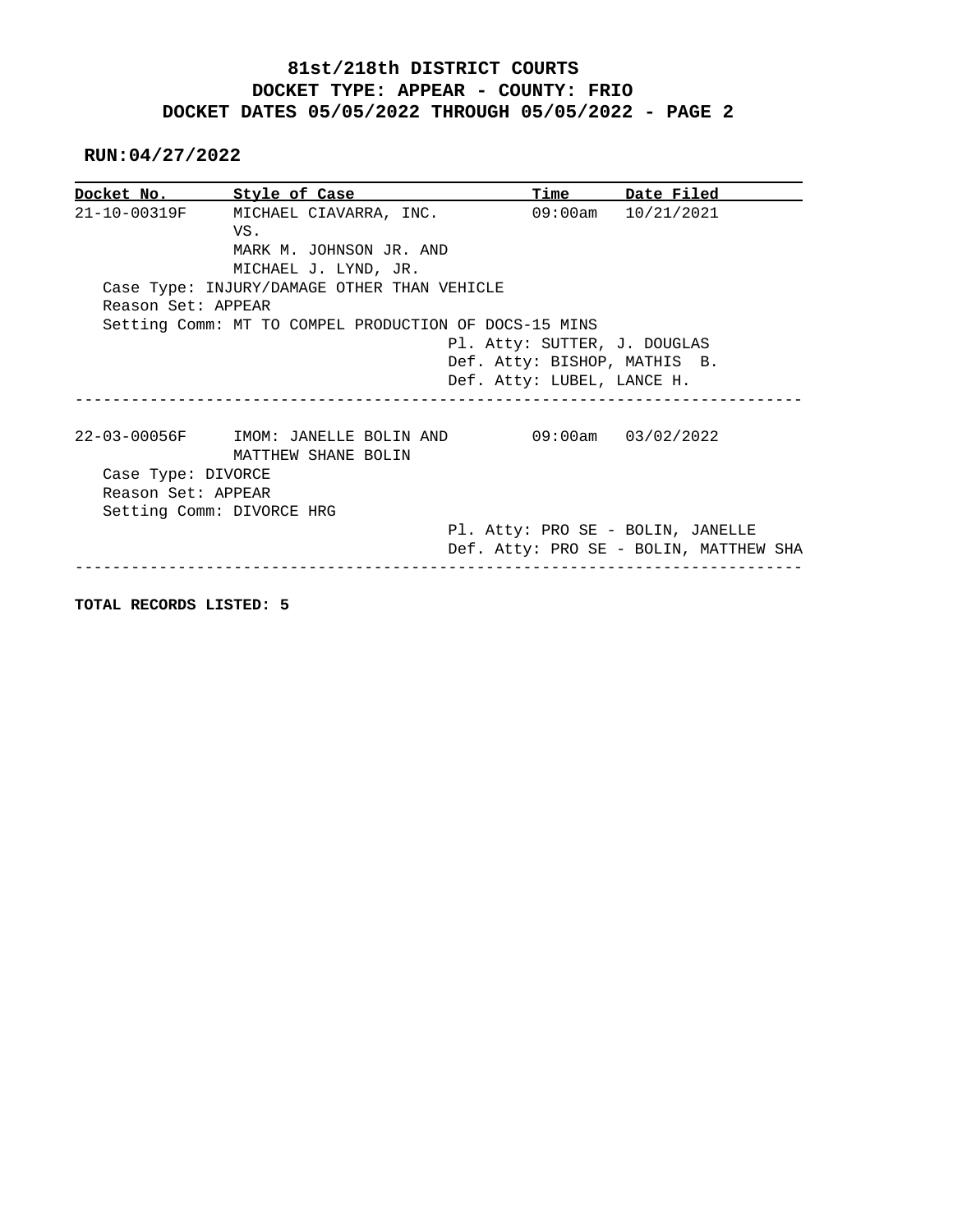**81st/218th DISTRICT COURTS**
**DOCKET TYPE: APPEAR - COUNTY: FRIO**
**DOCKET DATES 05/05/2022 THROUGH 05/05/2022 - PAGE 2**

**RUN:04/27/2022**

| Docket No. | Style of Case | Time | Date Filed |
|---|---|---|---|
| 21-10-00319F | MICHAEL CIAVARRA, INC. VS. MARK M. JOHNSON JR. AND MICHAEL J. LYND, JR. | 09:00am | 10/21/2021 |

Case Type: INJURY/DAMAGE OTHER THAN VEHICLE
Reason Set: APPEAR
Setting Comm: MT TO COMPEL PRODUCTION OF DOCS-15 MINS
Pl. Atty: SUTTER, J. DOUGLAS
Def. Atty: BISHOP, MATHIS B.
Def. Atty: LUBEL, LANCE H.

---

| Docket No. | Style of Case | Time | Date Filed |
|---|---|---|---|
| 22-03-00056F | IMOM: JANELLE BOLIN AND MATTHEW SHANE BOLIN | 09:00am | 03/02/2022 |

Case Type: DIVORCE
Reason Set: APPEAR
Setting Comm: DIVORCE HRG
Pl. Atty: PRO SE - BOLIN, JANELLE
Def. Atty: PRO SE - BOLIN, MATTHEW SHA

---

**TOTAL RECORDS LISTED: 5**